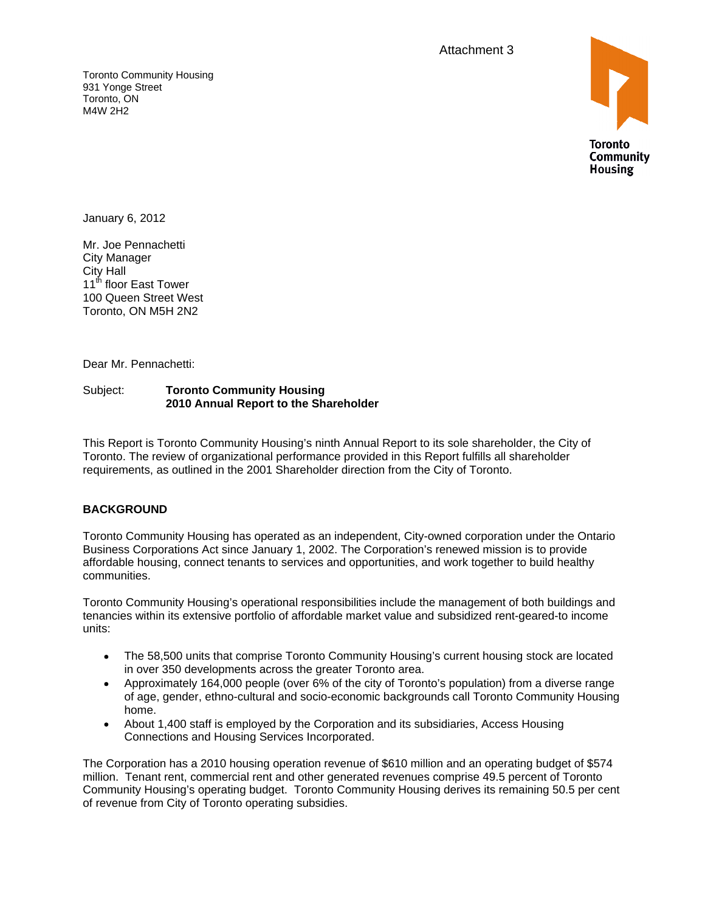Attachment 3

Toronto Community Housing
931 Yonge Street
Toronto, ON
M4W 2H2

Toronto Community Housing

January 6, 2012

Mr. Joe Pennachetti
City Manager
City Hall
11th floor East Tower
100 Queen Street West
Toronto, ON M5H 2N2

Dear Mr. Pennachetti:

Subject: **Toronto Community Housing**
**2010 Annual Report to the Shareholder**

This Report is Toronto Community Housing's ninth Annual Report to its sole shareholder, the City of Toronto. The review of organizational performance provided in this Report fulfills all shareholder requirements, as outlined in the 2001 Shareholder direction from the City of Toronto.

## BACKGROUND

Toronto Community Housing has operated as an independent, City-owned corporation under the Ontario Business Corporations Act since January 1, 2002. The Corporation's renewed mission is to provide affordable housing, connect tenants to services and opportunities, and work together to build healthy communities.

Toronto Community Housing's operational responsibilities include the management of both buildings and tenancies within its extensive portfolio of affordable market value and subsidized rent-geared-to income units:

- The 58,500 units that comprise Toronto Community Housing's current housing stock are located in over 350 developments across the greater Toronto area.
- Approximately 164,000 people (over 6% of the city of Toronto's population) from a diverse range of age, gender, ethno-cultural and socio-economic backgrounds call Toronto Community Housing home.
- About 1,400 staff is employed by the Corporation and its subsidiaries, Access Housing Connections and Housing Services Incorporated.

The Corporation has a 2010 housing operation revenue of $610 million and an operating budget of $574 million. Tenant rent, commercial rent and other generated revenues comprise 49.5 percent of Toronto Community Housing's operating budget. Toronto Community Housing derives its remaining 50.5 per cent of revenue from City of Toronto operating subsidies.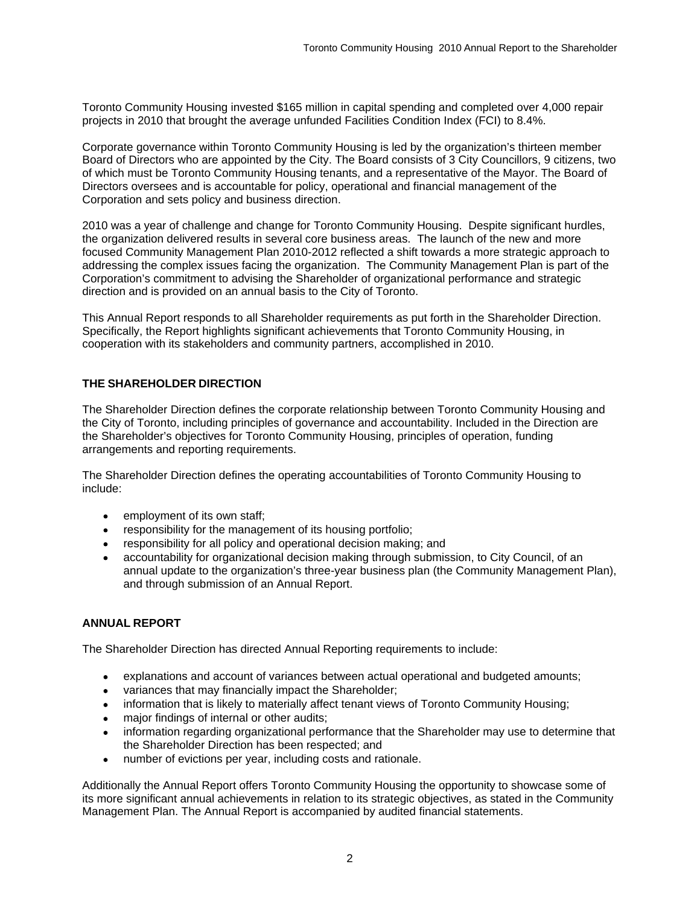Toronto Community Housing invested $165 million in capital spending and completed over 4,000 repair projects in 2010 that brought the average unfunded Facilities Condition Index (FCI) to 8.4%.

Corporate governance within Toronto Community Housing is led by the organization's thirteen member Board of Directors who are appointed by the City. The Board consists of 3 City Councillors, 9 citizens, two of which must be Toronto Community Housing tenants, and a representative of the Mayor. The Board of Directors oversees and is accountable for policy, operational and financial management of the Corporation and sets policy and business direction.

2010 was a year of challenge and change for Toronto Community Housing. Despite significant hurdles, the organization delivered results in several core business areas. The launch of the new and more focused Community Management Plan 2010-2012 reflected a shift towards a more strategic approach to addressing the complex issues facing the organization. The Community Management Plan is part of the Corporation's commitment to advising the Shareholder of organizational performance and strategic direction and is provided on an annual basis to the City of Toronto.

This Annual Report responds to all Shareholder requirements as put forth in the Shareholder Direction. Specifically, the Report highlights significant achievements that Toronto Community Housing, in cooperation with its stakeholders and community partners, accomplished in 2010.

## THE SHAREHOLDER DIRECTION

The Shareholder Direction defines the corporate relationship between Toronto Community Housing and the City of Toronto, including principles of governance and accountability. Included in the Direction are the Shareholder's objectives for Toronto Community Housing, principles of operation, funding arrangements and reporting requirements.

The Shareholder Direction defines the operating accountabilities of Toronto Community Housing to include:

- employment of its own staff;
- responsibility for the management of its housing portfolio;
- responsibility for all policy and operational decision making; and
- accountability for organizational decision making through submission, to City Council, of an annual update to the organization's three-year business plan (the Community Management Plan), and through submission of an Annual Report.

## ANNUAL REPORT

The Shareholder Direction has directed Annual Reporting requirements to include:

- explanations and account of variances between actual operational and budgeted amounts;
- variances that may financially impact the Shareholder;
- information that is likely to materially affect tenant views of Toronto Community Housing;
- major findings of internal or other audits;
- information regarding organizational performance that the Shareholder may use to determine that the Shareholder Direction has been respected; and
- number of evictions per year, including costs and rationale.

Additionally the Annual Report offers Toronto Community Housing the opportunity to showcase some of its more significant annual achievements in relation to its strategic objectives, as stated in the Community Management Plan. The Annual Report is accompanied by audited financial statements.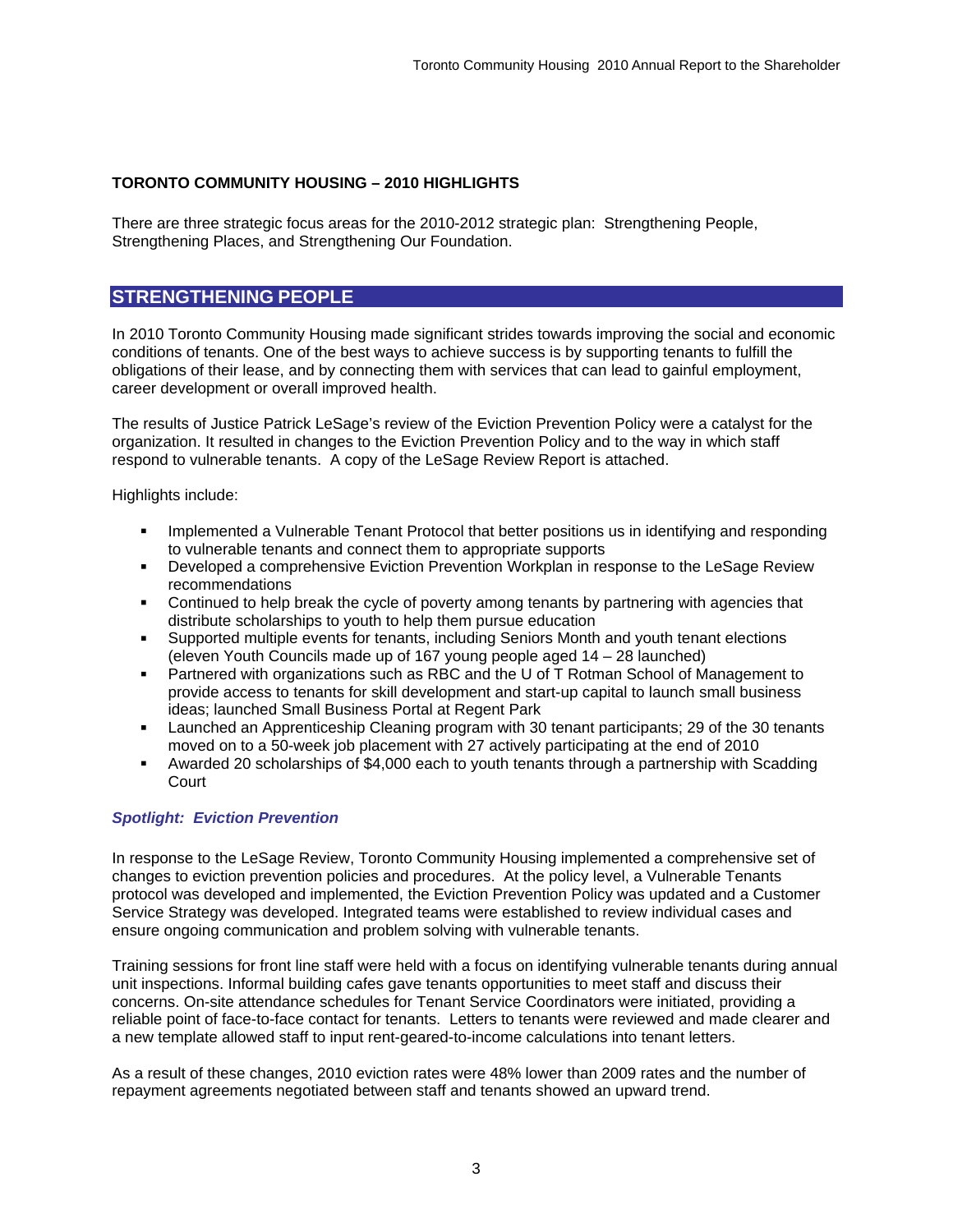## TORONTO COMMUNITY HOUSING – 2010 HIGHLIGHTS

There are three strategic focus areas for the 2010-2012 strategic plan: Strengthening People, Strengthening Places, and Strengthening Our Foundation.

## STRENGTHENING PEOPLE

In 2010 Toronto Community Housing made significant strides towards improving the social and economic conditions of tenants. One of the best ways to achieve success is by supporting tenants to fulfill the obligations of their lease, and by connecting them with services that can lead to gainful employment, career development or overall improved health.

The results of Justice Patrick LeSage's review of the Eviction Prevention Policy were a catalyst for the organization. It resulted in changes to the Eviction Prevention Policy and to the way in which staff respond to vulnerable tenants. A copy of the LeSage Review Report is attached.

Highlights include:

- Implemented a Vulnerable Tenant Protocol that better positions us in identifying and responding to vulnerable tenants and connect them to appropriate supports
- Developed a comprehensive Eviction Prevention Workplan in response to the LeSage Review recommendations
- Continued to help break the cycle of poverty among tenants by partnering with agencies that distribute scholarships to youth to help them pursue education
- Supported multiple events for tenants, including Seniors Month and youth tenant elections (eleven Youth Councils made up of 167 young people aged 14 – 28 launched)
- Partnered with organizations such as RBC and the U of T Rotman School of Management to provide access to tenants for skill development and start-up capital to launch small business ideas; launched Small Business Portal at Regent Park
- Launched an Apprenticeship Cleaning program with 30 tenant participants; 29 of the 30 tenants moved on to a 50-week job placement with 27 actively participating at the end of 2010
- Awarded 20 scholarships of $4,000 each to youth tenants through a partnership with Scadding Court

### *Spotlight: Eviction Prevention*

In response to the LeSage Review, Toronto Community Housing implemented a comprehensive set of changes to eviction prevention policies and procedures. At the policy level, a Vulnerable Tenants protocol was developed and implemented, the Eviction Prevention Policy was updated and a Customer Service Strategy was developed. Integrated teams were established to review individual cases and ensure ongoing communication and problem solving with vulnerable tenants.

Training sessions for front line staff were held with a focus on identifying vulnerable tenants during annual unit inspections. Informal building cafes gave tenants opportunities to meet staff and discuss their concerns. On-site attendance schedules for Tenant Service Coordinators were initiated, providing a reliable point of face-to-face contact for tenants. Letters to tenants were reviewed and made clearer and a new template allowed staff to input rent-geared-to-income calculations into tenant letters.

As a result of these changes, 2010 eviction rates were 48% lower than 2009 rates and the number of repayment agreements negotiated between staff and tenants showed an upward trend.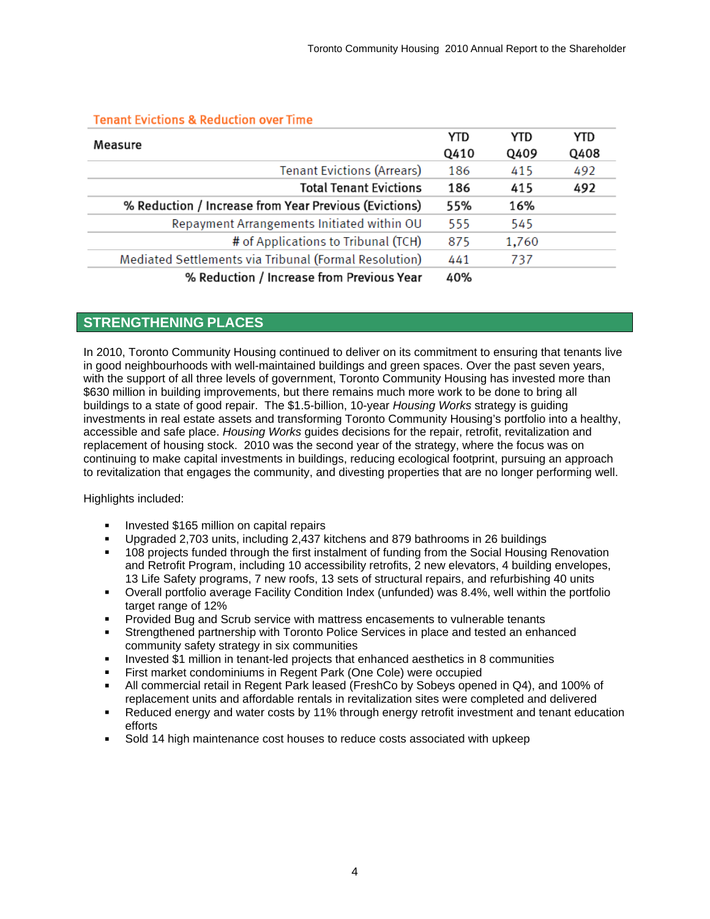**Tenant Evictions & Reduction over Time**

| Measure | YTD Q410 | YTD Q409 | YTD Q408 |
|---|---|---|---|
| Tenant Evictions (Arrears) | 186 | 415 | 492 |
| **Total Tenant Evictions** | **186** | **415** | **492** |
| **% Reduction / Increase from Year Previous (Evictions)** | **55%** | **16%** | |
| Repayment Arrangements Initiated within OU | 555 | 545 | |
| # of Applications to Tribunal (TCH) | 875 | 1,760 | |
| Mediated Settlements via Tribunal (Formal Resolution) | 441 | 737 | |
| **% Reduction / Increase from Previous Year** | **40%** | | |

## STRENGTHENING PLACES

In 2010, Toronto Community Housing continued to deliver on its commitment to ensuring that tenants live in good neighbourhoods with well-maintained buildings and green spaces. Over the past seven years, with the support of all three levels of government, Toronto Community Housing has invested more than $630 million in building improvements, but there remains much more work to be done to bring all buildings to a state of good repair. The $1.5-billion, 10-year *Housing Works* strategy is guiding investments in real estate assets and transforming Toronto Community Housing's portfolio into a healthy, accessible and safe place. *Housing Works* guides decisions for the repair, retrofit, revitalization and replacement of housing stock. 2010 was the second year of the strategy, where the focus was on continuing to make capital investments in buildings, reducing ecological footprint, pursuing an approach to revitalization that engages the community, and divesting properties that are no longer performing well.

Highlights included:

- Invested $165 million on capital repairs
- Upgraded 2,703 units, including 2,437 kitchens and 879 bathrooms in 26 buildings
- 108 projects funded through the first instalment of funding from the Social Housing Renovation and Retrofit Program, including 10 accessibility retrofits, 2 new elevators, 4 building envelopes, 13 Life Safety programs, 7 new roofs, 13 sets of structural repairs, and refurbishing 40 units
- Overall portfolio average Facility Condition Index (unfunded) was 8.4%, well within the portfolio target range of 12%
- Provided Bug and Scrub service with mattress encasements to vulnerable tenants
- Strengthened partnership with Toronto Police Services in place and tested an enhanced community safety strategy in six communities
- Invested $1 million in tenant-led projects that enhanced aesthetics in 8 communities
- First market condominiums in Regent Park (One Cole) were occupied
- All commercial retail in Regent Park leased (FreshCo by Sobeys opened in Q4), and 100% of replacement units and affordable rentals in revitalization sites were completed and delivered
- Reduced energy and water costs by 11% through energy retrofit investment and tenant education efforts
- Sold 14 high maintenance cost houses to reduce costs associated with upkeep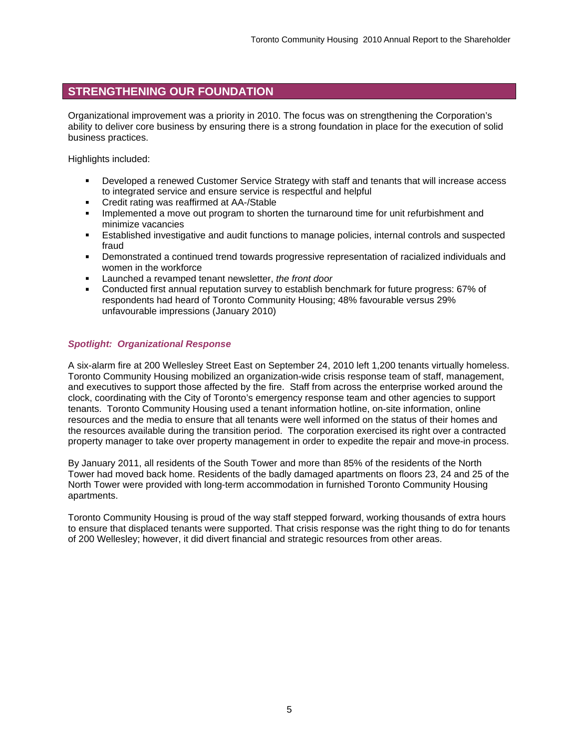## STRENGTHENING OUR FOUNDATION

Organizational improvement was a priority in 2010. The focus was on strengthening the Corporation's ability to deliver core business by ensuring there is a strong foundation in place for the execution of solid business practices.

Highlights included:

- Developed a renewed Customer Service Strategy with staff and tenants that will increase access to integrated service and ensure service is respectful and helpful
- Credit rating was reaffirmed at AA-/Stable
- Implemented a move out program to shorten the turnaround time for unit refurbishment and minimize vacancies
- Established investigative and audit functions to manage policies, internal controls and suspected fraud
- Demonstrated a continued trend towards progressive representation of racialized individuals and women in the workforce
- Launched a revamped tenant newsletter, *the front door*
- Conducted first annual reputation survey to establish benchmark for future progress: 67% of respondents had heard of Toronto Community Housing; 48% favourable versus 29% unfavourable impressions (January 2010)

### *Spotlight: Organizational Response*

A six-alarm fire at 200 Wellesley Street East on September 24, 2010 left 1,200 tenants virtually homeless. Toronto Community Housing mobilized an organization-wide crisis response team of staff, management, and executives to support those affected by the fire. Staff from across the enterprise worked around the clock, coordinating with the City of Toronto's emergency response team and other agencies to support tenants. Toronto Community Housing used a tenant information hotline, on-site information, online resources and the media to ensure that all tenants were well informed on the status of their homes and the resources available during the transition period. The corporation exercised its right over a contracted property manager to take over property management in order to expedite the repair and move-in process.

By January 2011, all residents of the South Tower and more than 85% of the residents of the North Tower had moved back home. Residents of the badly damaged apartments on floors 23, 24 and 25 of the North Tower were provided with long-term accommodation in furnished Toronto Community Housing apartments.

Toronto Community Housing is proud of the way staff stepped forward, working thousands of extra hours to ensure that displaced tenants were supported. That crisis response was the right thing to do for tenants of 200 Wellesley; however, it did divert financial and strategic resources from other areas.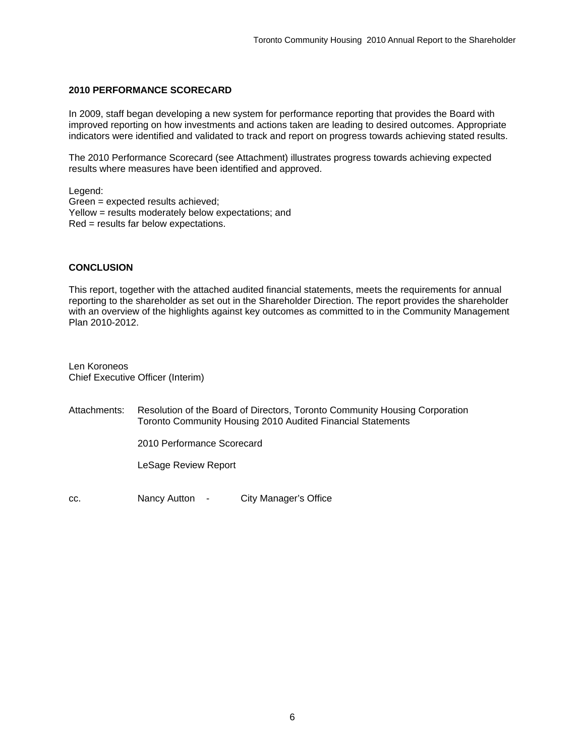## 2010 PERFORMANCE SCORECARD

In 2009, staff began developing a new system for performance reporting that provides the Board with improved reporting on how investments and actions taken are leading to desired outcomes. Appropriate indicators were identified and validated to track and report on progress towards achieving stated results.

The 2010 Performance Scorecard (see Attachment) illustrates progress towards achieving expected results where measures have been identified and approved.

Legend:
Green = expected results achieved;
Yellow = results moderately below expectations; and
Red = results far below expectations.

## CONCLUSION

This report, together with the attached audited financial statements, meets the requirements for annual reporting to the shareholder as set out in the Shareholder Direction. The report provides the shareholder with an overview of the highlights against key outcomes as committed to in the Community Management Plan 2010-2012.

Len Koroneos
Chief Executive Officer (Interim)

Attachments: Resolution of the Board of Directors, Toronto Community Housing Corporation
Toronto Community Housing 2010 Audited Financial Statements

2010 Performance Scorecard

LeSage Review Report

cc. Nancy Autton - City Manager's Office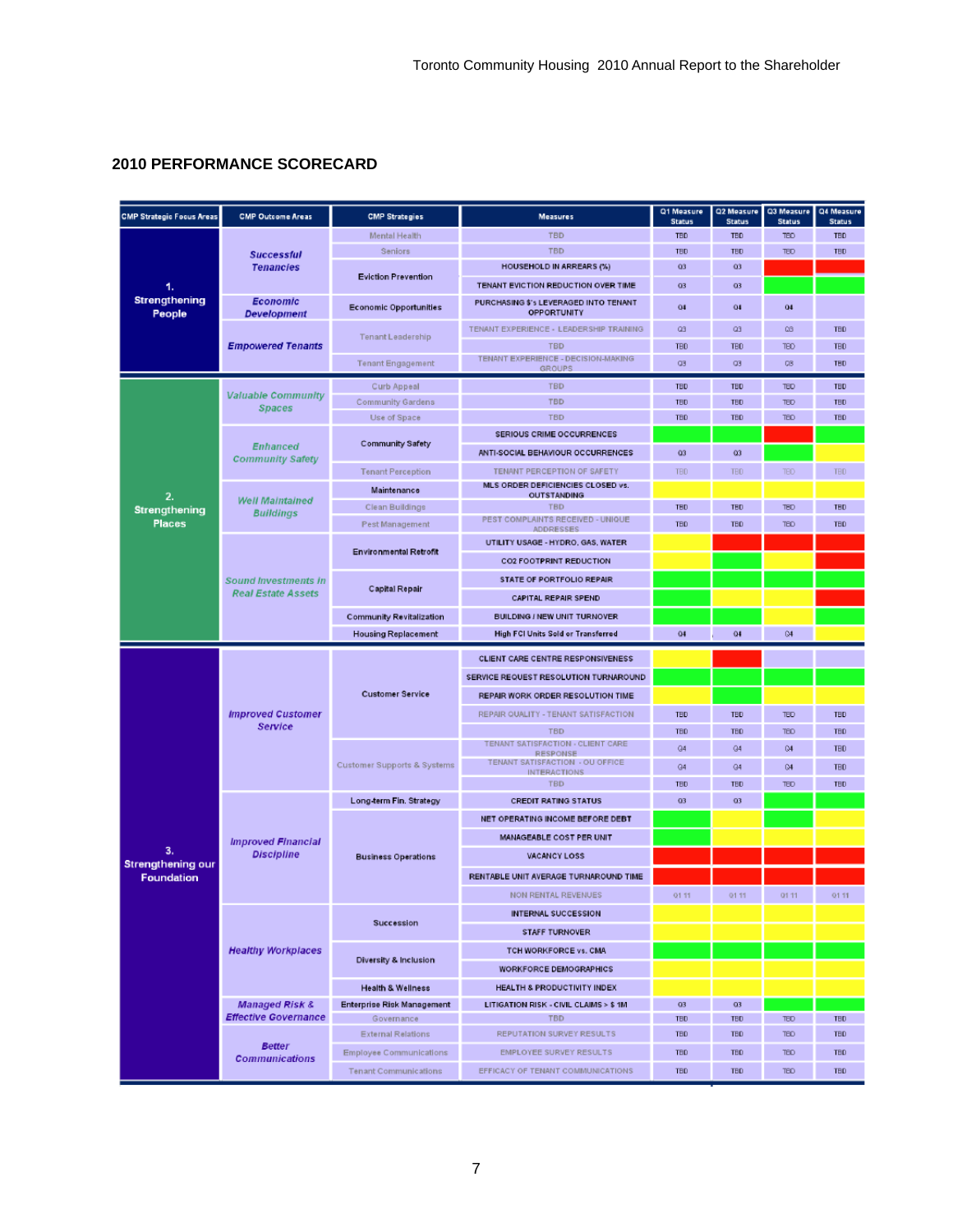## 2010 PERFORMANCE SCORECARD

| CMP Strategic Focus Areas | CMP Outcome Areas | CMP Strategies | Measures | Q1 Measure Status | Q2 Measure Status | Q3 Measure Status | Q4 Measure Status |
|---|---|---|---|---|---|---|---|
| 1. Strengthening People | Successful Tenancies | Mental Health | TBD | TBD | TBD | TBD | TBD |
| | | Seniors | TBD | TBD | TBD | TBD | TBD |
| | | Eviction Prevention | HOUSEHOLD IN ARREARS (%) | Q3 | Q3 | | |
| | | | TENANT EVICTION REDUCTION OVER TIME | Q3 | Q3 | | |
| | Economic Development | Economic Opportunities | PURCHASING $'s LEVERAGED INTO TENANT OPPORTUNITY | Q4 | Q4 | Q4 | |
| | Empowered Tenants | Tenant Leadership | TENANT EXPERIENCE - LEADERSHIP TRAINING | Q3 | Q3 | Q3 | TBD |
| | | | TBD | TBD | TBD | TBD | TBD |
| | | Tenant Engagement | TENANT EXPERIENCE - DECISION-MAKING GROUPS | Q3 | Q3 | Q3 | TBD |
| 2. Strengthening Places | Valuable Community Spaces | Curb Appeal | TBD | TBD | TBD | TBD | TBD |
| | | Community Gardens | TBD | TBD | TBD | TBD | TBD |
| | | Use of Space | TBD | TBD | TBD | TBD | TBD |
| | Enhanced Community Safety | Community Safety | SERIOUS CRIME OCCURRENCES | | | | |
| | | | ANTI-SOCIAL BEHAVIOUR OCCURRENCES | Q3 | Q3 | | |
| | | Tenant Perception | TENANT PERCEPTION OF SAFETY | TBD | TBD | TBD | TBD |
| | Well Maintained Buildings | Maintenance | MLS ORDER DEFICIENCIES CLOSED vs. OUTSTANDING | | | | |
| | | Clean Buildings | TBD | TBD | TBD | TBD | TBD |
| | | Pest Management | PEST COMPLAINTS RECEIVED - UNIQUE ADDRESSES | TBD | TBD | TBD | TBD |
| | Sound Investments in Real Estate Assets | Environmental Retrofit | UTILITY USAGE - HYDRO, GAS, WATER | | | | |
| | | | CO2 FOOTPRINT REDUCTION | | | | |
| | | Capital Repair | STATE OF PORTFOLIO REPAIR | | | | |
| | | | CAPITAL REPAIR SPEND | | | | |
| | | Community Revitalization | BUILDING / NEW UNIT TURNOVER | | | | |
| | | Housing Replacement | High FCI Units Sold or Transferred | Q4 | Q4 | Q4 | |
| 3. Strengthening our Foundation | Improved Customer Service | Customer Service | CLIENT CARE CENTRE RESPONSIVENESS | | | | |
| | | | SERVICE REQUEST RESOLUTION TURNAROUND | | | | |
| | | | REPAIR WORK ORDER RESOLUTION TIME | | | | |
| | | | REPAIR QUALITY - TENANT SATISFACTION | TBD | TBD | TBD | TBD |
| | | | TBD | TBD | TBD | TBD | TBD |
| | | Customer Supports & Systems | TENANT SATISFACTION - CLIENT CARE RESPONSE | Q4 | Q4 | Q4 | TBD |
| | | | TENANT SATISFACTION - OU OFFICE INTERACTIONS | Q4 | Q4 | Q4 | TBD |
| | | | TBD | TBD | TBD | TBD | TBD |
| | Improved Financial Discipline | Long-term Fin. Strategy | CREDIT RATING STATUS | Q3 | Q3 | | |
| | | Business Operations | NET OPERATING INCOME BEFORE DEBT | | | | |
| | | | MANAGEABLE COST PER UNIT | | | | |
| | | | VACANCY LOSS | | | | |
| | | | RENTABLE UNIT AVERAGE TURNAROUND TIME | | | | |
| | | | NON RENTAL REVENUES | Q1 11 | Q1 11 | Q1 11 | Q1 11 |
| | Healthy Workplaces | Succession | INTERNAL SUCCESSION | | | | |
| | | | STAFF TURNOVER | | | | |
| | | Diversity & Inclusion | TCH WORKFORCE vs. CMA | | | | |
| | | | WORKFORCE DEMOGRAPHICS | | | | |
| | | Health & Wellness | HEALTH & PRODUCTIVITY INDEX | | | | |
| | Managed Risk & Effective Governance | Enterprise Risk Management | LITIGATION RISK - CIVIL CLAIMS > $ 1M | Q3 | Q3 | | |
| | | Governance | TBD | TBD | TBD | TBD | TBD |
| | Better Communications | External Relations | REPUTATION SURVEY RESULTS | TBD | TBD | TBD | TBD |
| | | Employee Communications | EMPLOYEE SURVEY RESULTS | TBD | TBD | TBD | TBD |
| | | Tenant Communications | EFFICACY OF TENANT COMMUNICATIONS | TBD | TBD | TBD | TBD |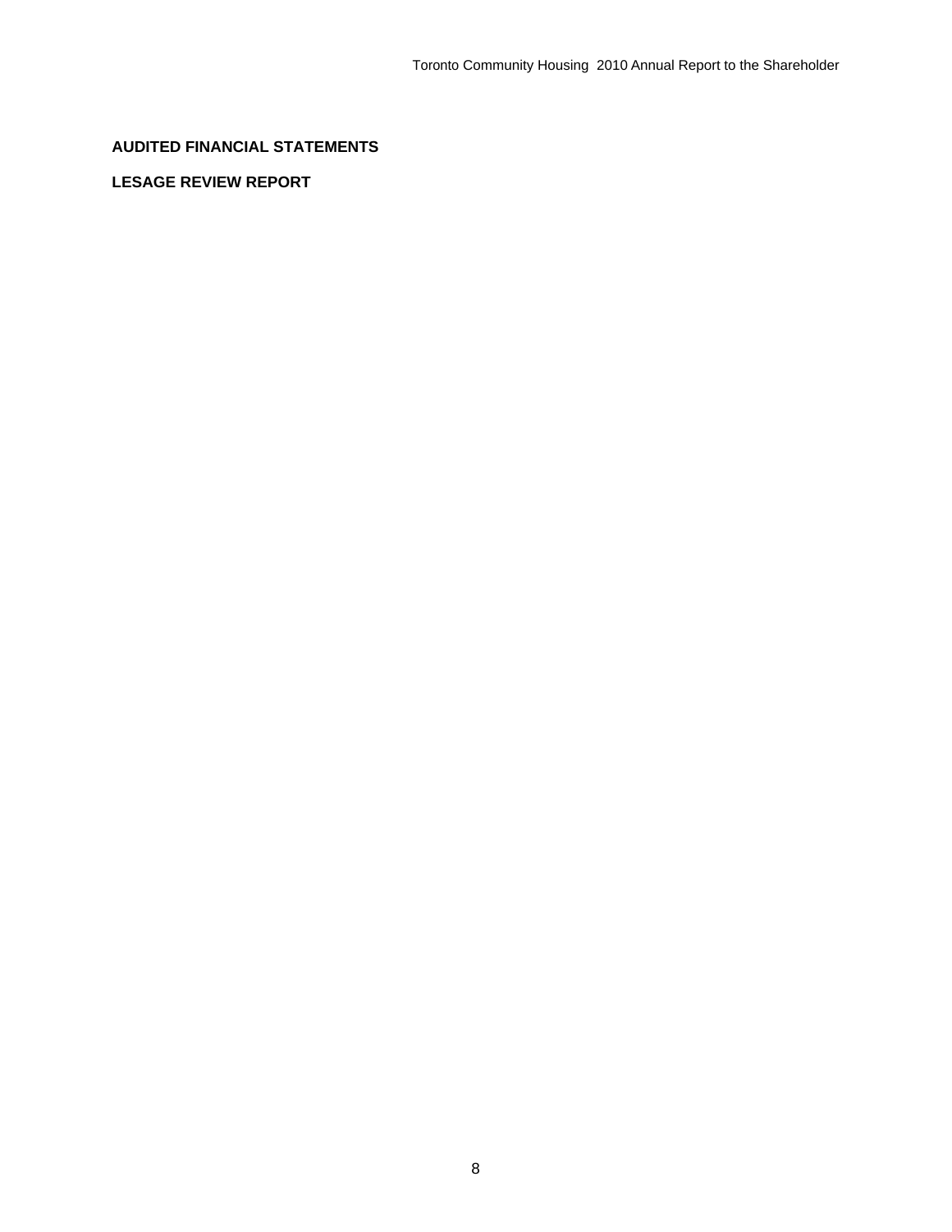**AUDITED FINANCIAL STATEMENTS**

**LESAGE REVIEW REPORT**